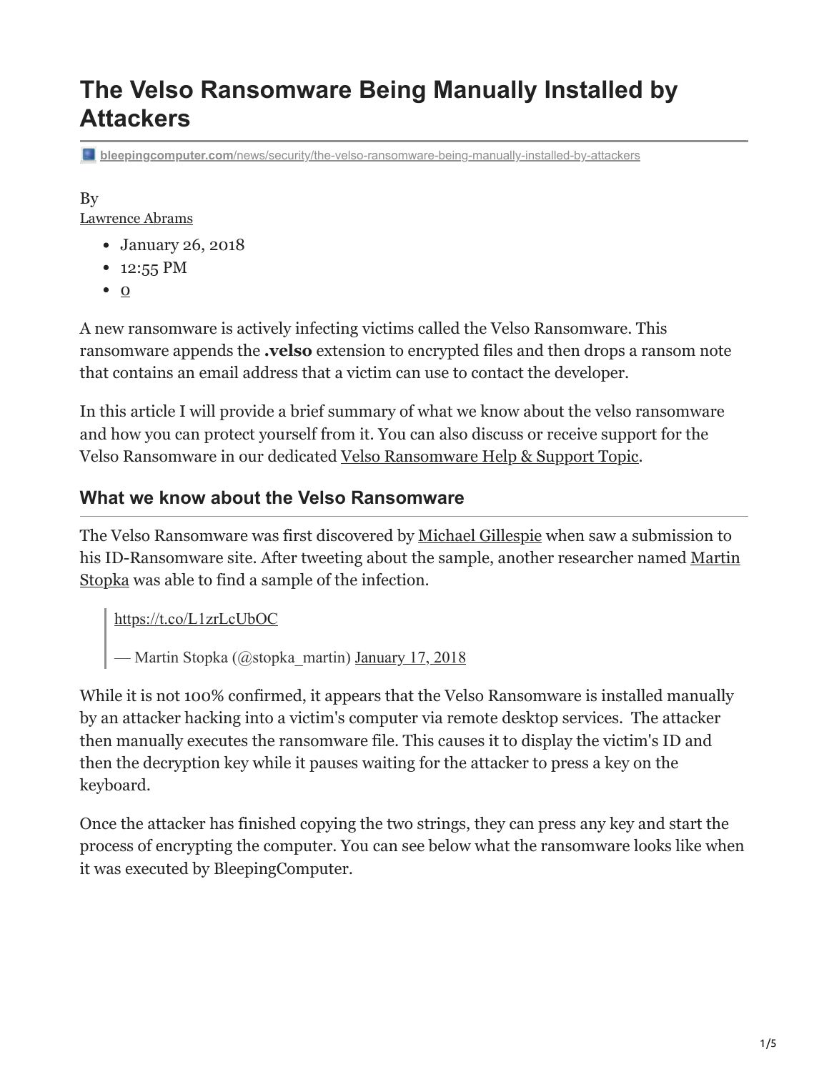# The Velso Ransomware Being Manually Installed by Attackers

bleepingcomputer.com/news/security/the-velso-ransomware-being-manually-installed-by-attackers

By
Lawrence Abrams

- January 26, 2018
- 12:55 PM
- 0

A new ransomware is actively infecting victims called the Velso Ransomware. This ransomware appends the **.velso** extension to encrypted files and then drops a ransom note that contains an email address that a victim can use to contact the developer.

In this article I will provide a brief summary of what we know about the velso ransomware and how you can protect yourself from it. You can also discuss or receive support for the Velso Ransomware in our dedicated Velso Ransomware Help & Support Topic.

## What we know about the Velso Ransomware

The Velso Ransomware was first discovered by Michael Gillespie when saw a submission to his ID-Ransomware site. After tweeting about the sample, another researcher named Martin Stopka was able to find a sample of the infection.

> https://t.co/L1zrLcUbOC
>
> — Martin Stopka (@stopka_martin) January 17, 2018

While it is not 100% confirmed, it appears that the Velso Ransomware is installed manually by an attacker hacking into a victim's computer via remote desktop services. The attacker then manually executes the ransomware file. This causes it to display the victim's ID and then the decryption key while it pauses waiting for the attacker to press a key on the keyboard.

Once the attacker has finished copying the two strings, they can press any key and start the process of encrypting the computer. You can see below what the ransomware looks like when it was executed by BleepingComputer.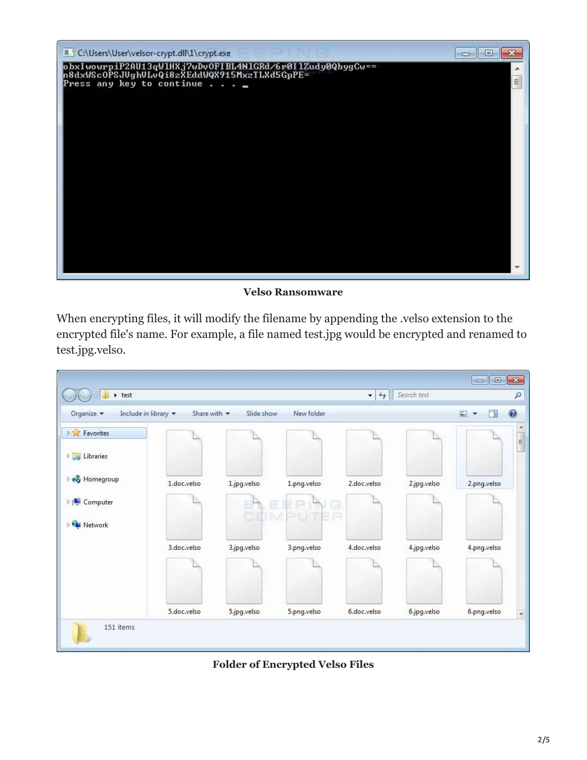**Velso Ransomware**

When encrypting files, it will modify the filename by appending the .velso extension to the encrypted file's name. For example, a file named test.jpg would be encrypted and renamed to test.jpg.velso.

**Folder of Encrypted Velso Files**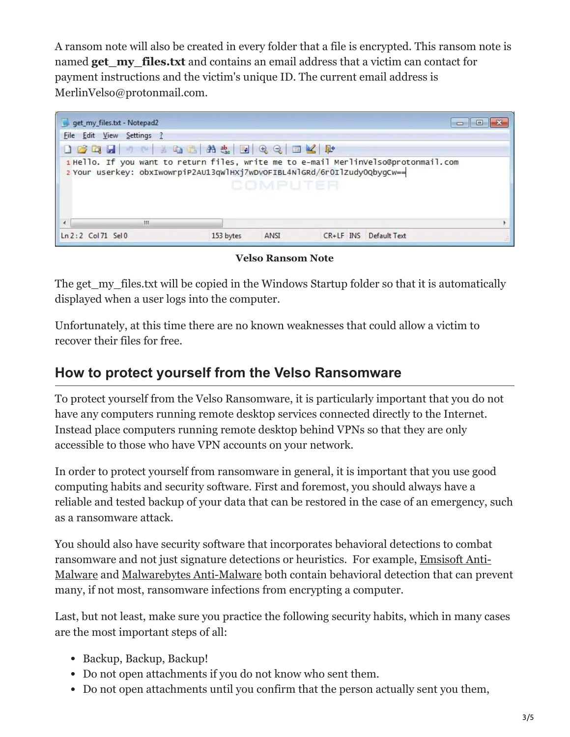A ransom note will also be created in every folder that a file is encrypted. This ransom note is named **get_my_files.txt** and contains an email address that a victim can contact for payment instructions and the victim's unique ID. The current email address is MerlinVelso@protonmail.com.

```
Hello. If you want to return files, write me to e-mail MerlinVelso@protonmail.com
Your userkey: obxIwowrpiP2AU13qWlHXj7wDvOFIBL4NlGRd/6r0IlZudy0QbygCw==
```

**Velso Ransom Note**

The get_my_files.txt will be copied in the Windows Startup folder so that it is automatically displayed when a user logs into the computer.

Unfortunately, at this time there are no known weaknesses that could allow a victim to recover their files for free.

## How to protect yourself from the Velso Ransomware

To protect yourself from the Velso Ransomware, it is particularly important that you do not have any computers running remote desktop services connected directly to the Internet. Instead place computers running remote desktop behind VPNs so that they are only accessible to those who have VPN accounts on your network.

In order to protect yourself from ransomware in general, it is important that you use good computing habits and security software. First and foremost, you should always have a reliable and tested backup of your data that can be restored in the case of an emergency, such as a ransomware attack.

You should also have security software that incorporates behavioral detections to combat ransomware and not just signature detections or heuristics. For example, Emsisoft Anti-Malware and Malwarebytes Anti-Malware both contain behavioral detection that can prevent many, if not most, ransomware infections from encrypting a computer.

Last, but not least, make sure you practice the following security habits, which in many cases are the most important steps of all:

- Backup, Backup, Backup!
- Do not open attachments if you do not know who sent them.
- Do not open attachments until you confirm that the person actually sent you them,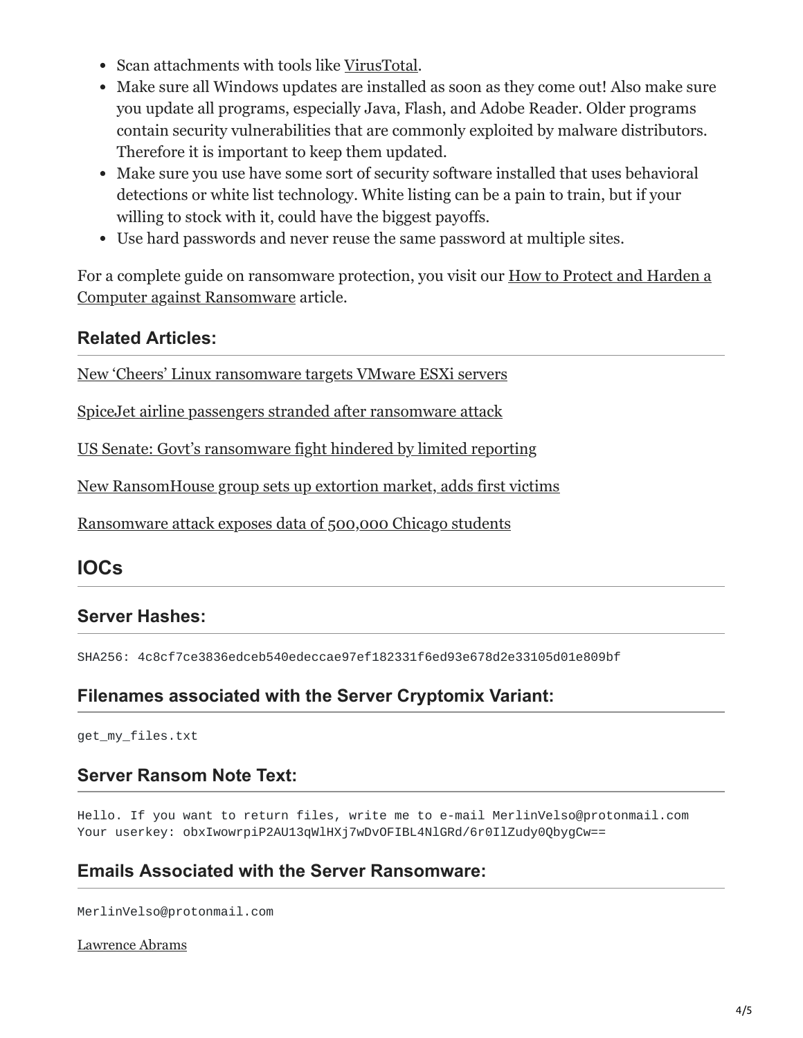- Scan attachments with tools like VirusTotal.
- Make sure all Windows updates are installed as soon as they come out! Also make sure you update all programs, especially Java, Flash, and Adobe Reader. Older programs contain security vulnerabilities that are commonly exploited by malware distributors. Therefore it is important to keep them updated.
- Make sure you use have some sort of security software installed that uses behavioral detections or white list technology. White listing can be a pain to train, but if your willing to stock with it, could have the biggest payoffs.
- Use hard passwords and never reuse the same password at multiple sites.

For a complete guide on ransomware protection, you visit our How to Protect and Harden a Computer against Ransomware article.

### Related Articles:

New 'Cheers' Linux ransomware targets VMware ESXi servers

SpiceJet airline passengers stranded after ransomware attack

US Senate: Govt's ransomware fight hindered by limited reporting

New RansomHouse group sets up extortion market, adds first victims

Ransomware attack exposes data of 500,000 Chicago students

## IOCs

### Server Hashes:

```
SHA256: 4c8cf7ce3836edceb540edeccae97ef182331f6ed93e678d2e33105d01e809bf
```

### Filenames associated with the Server Cryptomix Variant:

```
get_my_files.txt
```

### Server Ransom Note Text:

```
Hello. If you want to return files, write me to e-mail MerlinVelso@protonmail.com
Your userkey: obxIwowrpiP2AU13qWlHXj7wDvOFIBL4NlGRd/6r0IlZudy0QbygCw==
```

### Emails Associated with the Server Ransomware:

```
MerlinVelso@protonmail.com
```

Lawrence Abrams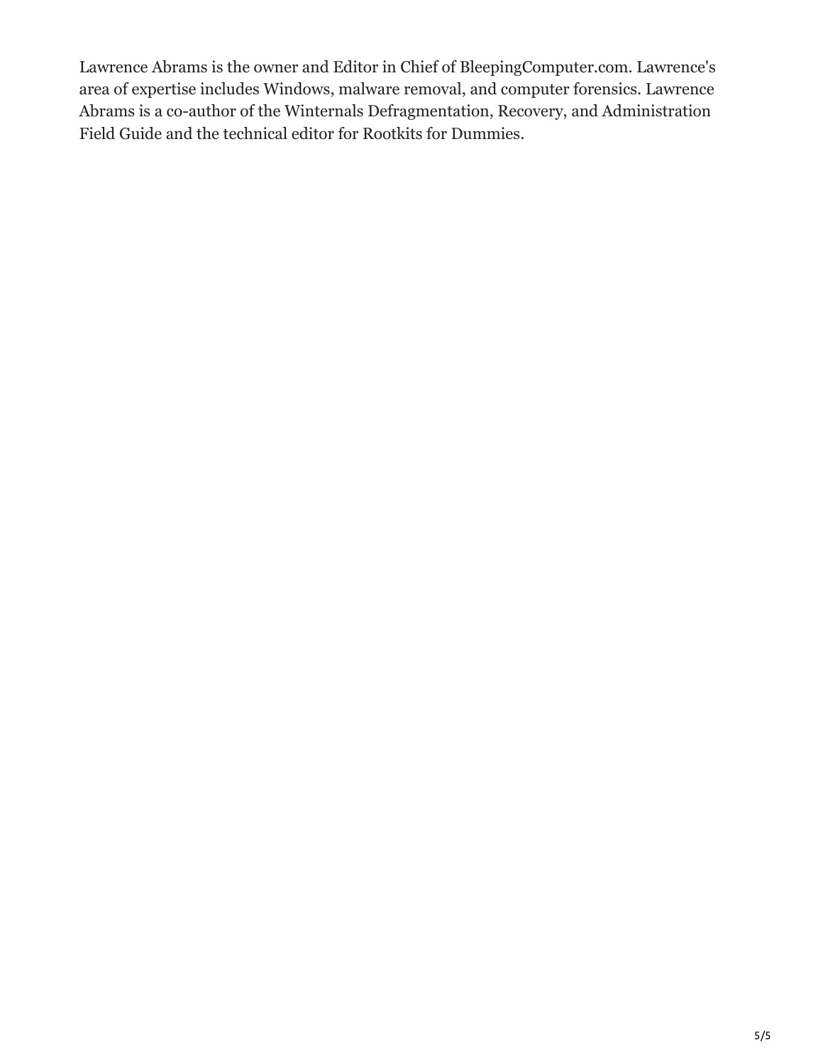Lawrence Abrams is the owner and Editor in Chief of BleepingComputer.com. Lawrence's area of expertise includes Windows, malware removal, and computer forensics. Lawrence Abrams is a co-author of the Winternals Defragmentation, Recovery, and Administration Field Guide and the technical editor for Rootkits for Dummies.